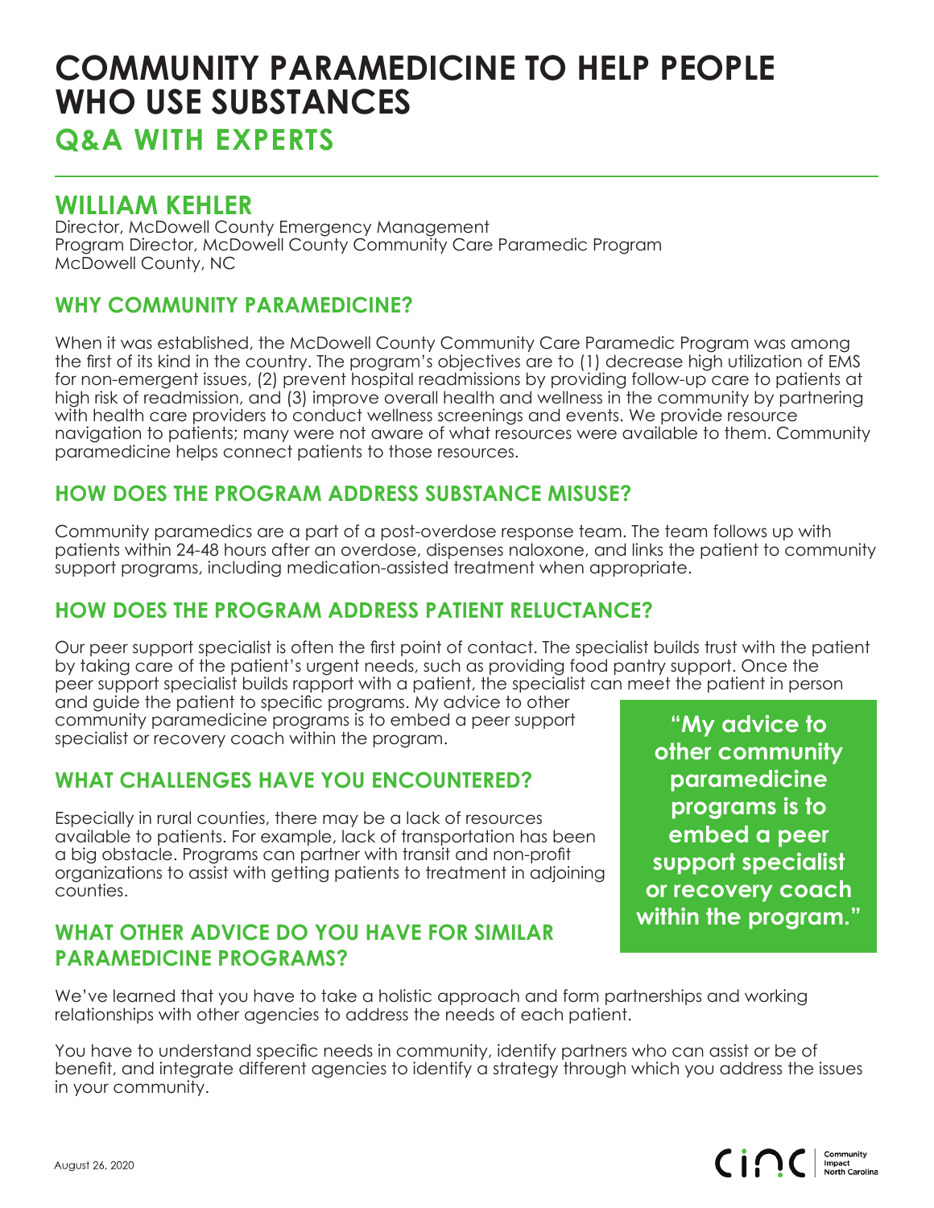# COMMUNITY PARAMEDICINE TO HELP PEOPLE WHO USE SUBSTANCES

## Q&A WITH EXPERTS

## WILLIAM KEHLER

Director, McDowell County Emergency Management
Program Director, McDowell County Community Care Paramedic Program
McDowell County, NC

### WHY COMMUNITY PARAMEDICINE?

When it was established, the McDowell County Community Care Paramedic Program was among the first of its kind in the country. The program's objectives are to (1) decrease high utilization of EMS for non-emergent issues, (2) prevent hospital readmissions by providing follow-up care to patients at high risk of readmission, and (3) improve overall health and wellness in the community by partnering with health care providers to conduct wellness screenings and events. We provide resource navigation to patients; many were not aware of what resources were available to them. Community paramedicine helps connect patients to those resources.

### HOW DOES THE PROGRAM ADDRESS SUBSTANCE MISUSE?

Community paramedics are a part of a post-overdose response team. The team follows up with patients within 24-48 hours after an overdose, dispenses naloxone, and links the patient to community support programs, including medication-assisted treatment when appropriate.

### HOW DOES THE PROGRAM ADDRESS PATIENT RELUCTANCE?

Our peer support specialist is often the first point of contact. The specialist builds trust with the patient by taking care of the patient's urgent needs, such as providing food pantry support. Once the peer support specialist builds rapport with a patient, the specialist can meet the patient in person and guide the patient to specific programs. My advice to other community paramedicine programs is to embed a peer support specialist or recovery coach within the program.

> **"My advice to other community paramedicine programs is to embed a peer support specialist or recovery coach within the program."**

### WHAT CHALLENGES HAVE YOU ENCOUNTERED?

Especially in rural counties, there may be a lack of resources available to patients. For example, lack of transportation has been a big obstacle. Programs can partner with transit and non-profit organizations to assist with getting patients to treatment in adjoining counties.

### WHAT OTHER ADVICE DO YOU HAVE FOR SIMILAR PARAMEDICINE PROGRAMS?

We've learned that you have to take a holistic approach and form partnerships and working relationships with other agencies to address the needs of each patient.

You have to understand specific needs in community, identify partners who can assist or be of benefit, and integrate different agencies to identify a strategy through which you address the issues in your community.

August 26, 2020

cinc | Community Impact North Carolina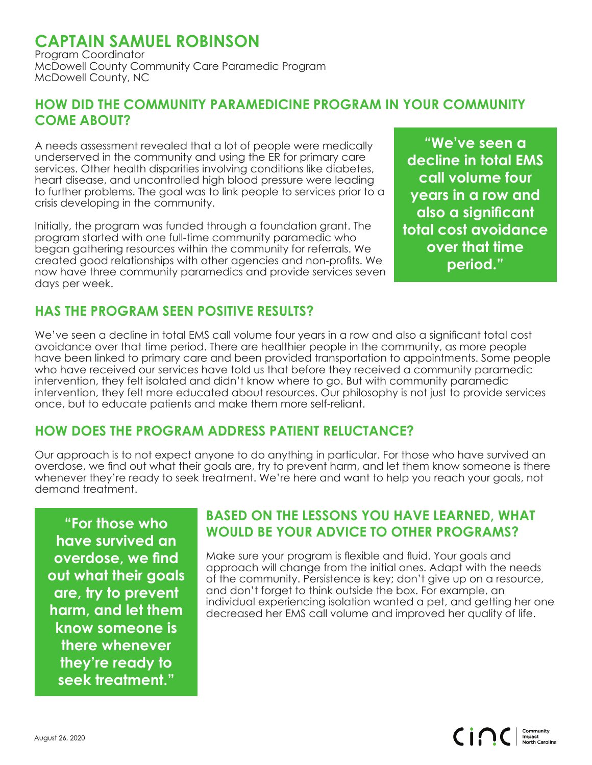# CAPTAIN SAMUEL ROBINSON

Program Coordinator
McDowell County Community Care Paramedic Program
McDowell County, NC

## HOW DID THE COMMUNITY PARAMEDICINE PROGRAM IN YOUR COMMUNITY COME ABOUT?

A needs assessment revealed that a lot of people were medically underserved in the community and using the ER for primary care services. Other health disparities involving conditions like diabetes, heart disease, and uncontrolled high blood pressure were leading to further problems. The goal was to link people to services prior to a crisis developing in the community.

Initially, the program was funded through a foundation grant. The program started with one full-time community paramedic who began gathering resources within the community for referrals. We created good relationships with other agencies and non-profits. We now have three community paramedics and provide services seven days per week.

**"We've seen a decline in total EMS call volume four years in a row and also a significant total cost avoidance over that time period."**

## HAS THE PROGRAM SEEN POSITIVE RESULTS?

We've seen a decline in total EMS call volume four years in a row and also a significant total cost avoidance over that time period. There are healthier people in the community, as more people have been linked to primary care and been provided transportation to appointments. Some people who have received our services have told us that before they received a community paramedic intervention, they felt isolated and didn't know where to go. But with community paramedic intervention, they felt more educated about resources. Our philosophy is not just to provide services once, but to educate patients and make them more self-reliant.

## HOW DOES THE PROGRAM ADDRESS PATIENT RELUCTANCE?

Our approach is to not expect anyone to do anything in particular. For those who have survived an overdose, we find out what their goals are, try to prevent harm, and let them know someone is there whenever they're ready to seek treatment. We're here and want to help you reach your goals, not demand treatment.

**"For those who have survived an overdose, we find out what their goals are, try to prevent harm, and let them know someone is there whenever they're ready to seek treatment."**

## BASED ON THE LESSONS YOU HAVE LEARNED, WHAT WOULD BE YOUR ADVICE TO OTHER PROGRAMS?

Make sure your program is flexible and fluid. Your goals and approach will change from the initial ones. Adapt with the needs of the community. Persistence is key; don't give up on a resource, and don't forget to think outside the box. For example, an individual experiencing isolation wanted a pet, and getting her one decreased her EMS call volume and improved her quality of life.

August 26, 2020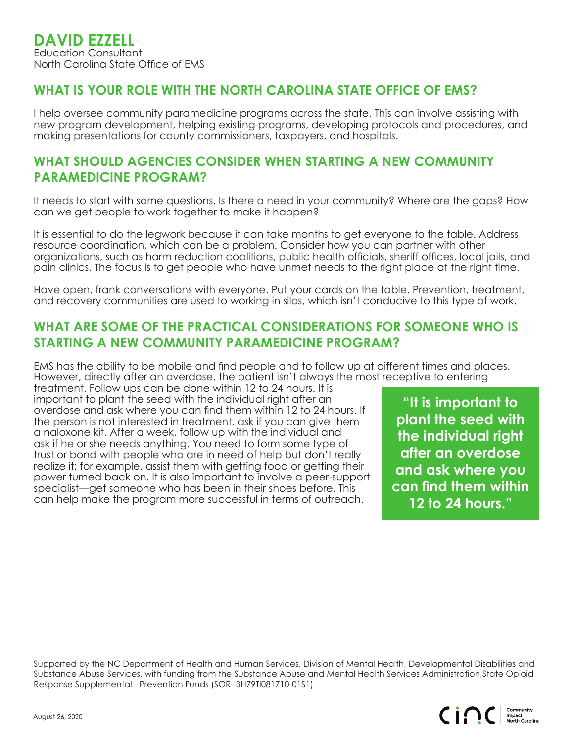# DAVID EZZELL

Education Consultant
North Carolina State Office of EMS

## WHAT IS YOUR ROLE WITH THE NORTH CAROLINA STATE OFFICE OF EMS?

I help oversee community paramedicine programs across the state. This can involve assisting with new program development, helping existing programs, developing protocols and procedures, and making presentations for county commissioners, taxpayers, and hospitals.

## WHAT SHOULD AGENCIES CONSIDER WHEN STARTING A NEW COMMUNITY PARAMEDICINE PROGRAM?

It needs to start with some questions. Is there a need in your community? Where are the gaps? How can we get people to work together to make it happen?

It is essential to do the legwork because it can take months to get everyone to the table. Address resource coordination, which can be a problem. Consider how you can partner with other organizations, such as harm reduction coalitions, public health officials, sheriff offices, local jails, and pain clinics. The focus is to get people who have unmet needs to the right place at the right time.

Have open, frank conversations with everyone. Put your cards on the table. Prevention, treatment, and recovery communities are used to working in silos, which isn't conducive to this type of work.

## WHAT ARE SOME OF THE PRACTICAL CONSIDERATIONS FOR SOMEONE WHO IS STARTING A NEW COMMUNITY PARAMEDICINE PROGRAM?

EMS has the ability to be mobile and find people and to follow up at different times and places. However, directly after an overdose, the patient isn't always the most receptive to entering treatment. Follow ups can be done within 12 to 24 hours. It is important to plant the seed with the individual right after an overdose and ask where you can find them within 12 to 24 hours. If the person is not interested in treatment, ask if you can give them a naloxone kit. After a week, follow up with the individual and ask if he or she needs anything. You need to form some type of trust or bond with people who are in need of help but don't really realize it; for example, assist them with getting food or getting their power turned back on. It is also important to involve a peer-support specialist—get someone who has been in their shoes before. This can help make the program more successful in terms of outreach.

**"It is important to plant the seed with the individual right after an overdose and ask where you can find them within 12 to 24 hours."**

Supported by the NC Department of Health and Human Services, Division of Mental Health, Developmental Disabilities and Substance Abuse Services, with funding from the Substance Abuse and Mental Health Services Administration,State Opioid Response Supplemental - Prevention Funds (SOR- 3H79TI081710-01S1)

August 26, 2020

Community Impact North Carolina